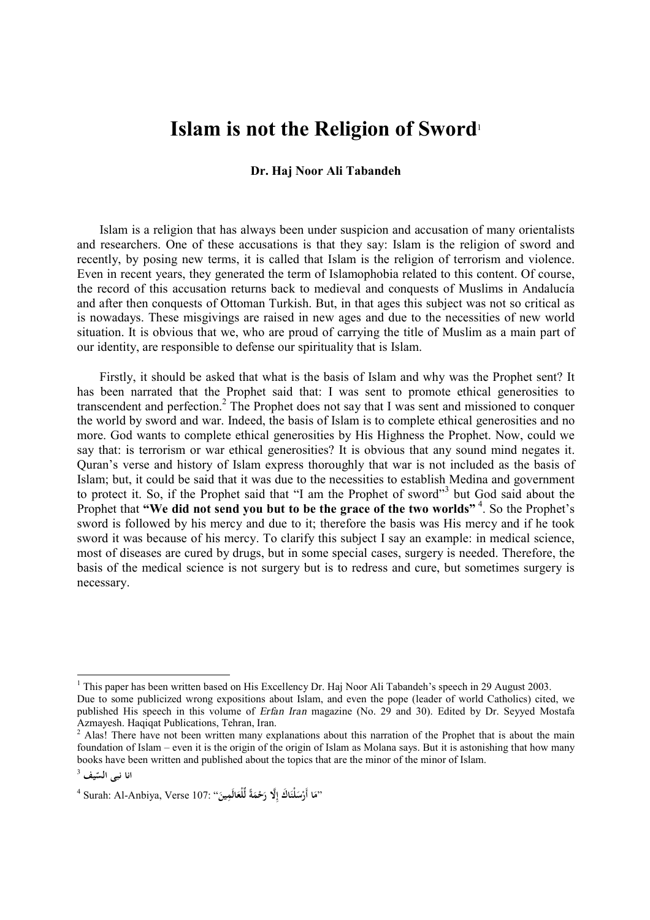# Islam is not the Religion of Sword[1]

**Dr. Haj Noor Ali Tabandeh**

Islam is a religion that has always been under suspicion and accusation of many orientalists and researchers. One of these accusations is that they say: Islam is the religion of sword and recently, by posing new terms, it is called that Islam is the religion of terrorism and violence. Even in recent years, they generated the term of Islamophobia related to this content. Of course, the record of this accusation returns back to medieval and conquests of Muslims in Andalucía and after then conquests of Ottoman Turkish. But, in that ages this subject was not so critical as is nowadays. These misgivings are raised in new ages and due to the necessities of new world situation. It is obvious that we, who are proud of carrying the title of Muslim as a main part of our identity, are responsible to defense our spirituality that is Islam.

Firstly, it should be asked that what is the basis of Islam and why was the Prophet sent? It has been narrated that the Prophet said that: I was sent to promote ethical generosities to transcendent and perfection.[2] The Prophet does not say that I was sent and missioned to conquer the world by sword and war. Indeed, the basis of Islam is to complete ethical generosities and no more. God wants to complete ethical generosities by His Highness the Prophet. Now, could we say that: is terrorism or war ethical generosities? It is obvious that any sound mind negates it. Quran's verse and history of Islam express thoroughly that war is not included as the basis of Islam; but, it could be said that it was due to the necessities to establish Medina and government to protect it. So, if the Prophet said that "I am the Prophet of sword"[3] but God said about the Prophet that **"We did not send you but to be the grace of the two worlds"**[4]. So the Prophet's sword is followed by his mercy and due to it; therefore the basis was His mercy and if he took sword it was because of his mercy. To clarify this subject I say an example: in medical science, most of diseases are cured by drugs, but in some special cases, surgery is needed. Therefore, the basis of the medical science is not surgery but is to redress and cure, but sometimes surgery is necessary.

---

[1] This paper has been written based on His Excellency Dr. Haj Noor Ali Tabandeh's speech in 29 August 2003. Due to some publicized wrong expositions about Islam, and even the pope (leader of world Catholics) cited, we published His speech in this volume of *Erfan Iran* magazine (No. 29 and 30). Edited by Dr. Seyyed Mostafa Azmayesh. Haqiqat Publications, Tehran, Iran.

[2] Alas! There have not been written many explanations about this narration of the Prophet that is about the main foundation of Islam – even it is the origin of the origin of Islam as Molana says. But it is astonishing that how many books have been written and published about the topics that are the minor of the minor of Islam.

[3] انا نبی السّیف

[4] Surah: Al-Anbiya, Verse 107: "مَا أَرْسَلْنَاكَ إِلَّا رَحْمَةً لِّلْعَالَمِينَ"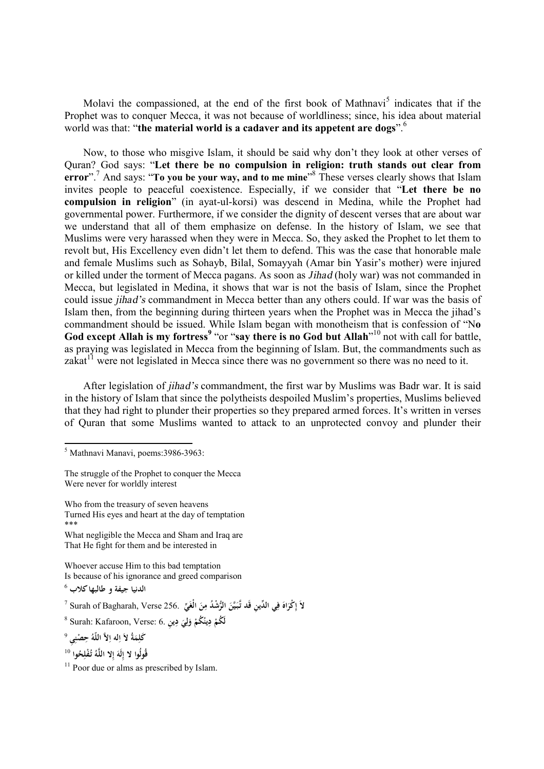Molavi the compassioned, at the end of the first book of Mathnavi[5] indicates that if the Prophet was to conquer Mecca, it was not because of worldliness; since, his idea about material world was that: "**the material world is a cadaver and its appetent are dogs**".[6]

Now, to those who misgive Islam, it should be said why don't they look at other verses of Quran? God says: "**Let there be no compulsion in religion: truth stands out clear from error**".[7] And says: "**To you be your way, and to me mine**"[8] These verses clearly shows that Islam invites people to peaceful coexistence. Especially, if we consider that "**Let there be no compulsion in religion**" (in ayat-ul-korsi) was descend in Medina, while the Prophet had governmental power. Furthermore, if we consider the dignity of descent verses that are about war we understand that all of them emphasize on defense. In the history of Islam, we see that Muslims were very harassed when they were in Mecca. So, they asked the Prophet to let them to revolt but, His Excellency even didn't let them to defend. This was the case that honorable male and female Muslims such as Sohayb, Bilal, Somayyah (Amar bin Yasir's mother) were injured or killed under the torment of Mecca pagans. As soon as *Jihad* (holy war) was not commanded in Mecca, but legislated in Medina, it shows that war is not the basis of Islam, since the Prophet could issue *jihad's* commandment in Mecca better than any others could. If war was the basis of Islam then, from the beginning during thirteen years when the Prophet was in Mecca the jihad's commandment should be issued. While Islam began with monotheism that is confession of "**No God except Allah is my fortress**[9] "or "**say there is no God but Allah**"[10] not with call for battle, as praying was legislated in Mecca from the beginning of Islam. But, the commandments such as zakat[11] were not legislated in Mecca since there was no government so there was no need to it.

After legislation of *jihad's* commandment, the first war by Muslims was Badr war. It is said in the history of Islam that since the polytheists despoiled Muslim's properties, Muslims believed that they had right to plunder their properties so they prepared armed forces. It's written in verses of Quran that some Muslims wanted to attack to an unprotected convoy and plunder their

---

[5] Mathnavi Manavi, poems:3986-3963:

The struggle of the Prophet to conquer the Mecca
Were never for worldly interest

Who from the treasury of seven heavens
Turned His eyes and heart at the day of temptation
\*\*\*
What negligible the Mecca and Sham and Iraq are
That He fight for them and be interested in

Whoever accuse Him to this bad temptation
Is because of his ignorance and greed comparison

[6] الدنيا جيفة و طالبها كلاب

[7] Surah of Bagharah, Verse 256. لاَ إِكْرَاهَ فِي الدِّينِ قَد تَّبَيَّنَ الرُّشْدُ مِنَ الْغَيِّ

[8] Surah: Kafaroon, Verse: 6. لَكُمْ دِينُكُمْ وَلِيَ دِينِ

[9] كَلِمَةُ لاَ اِله اِلاَّ اللّهُ حِصْنِي

[10] قُولُوا لا إِلَهَ إِلا اللَّهُ تُفْلِحُوا

[11] Poor due or alms as prescribed by Islam.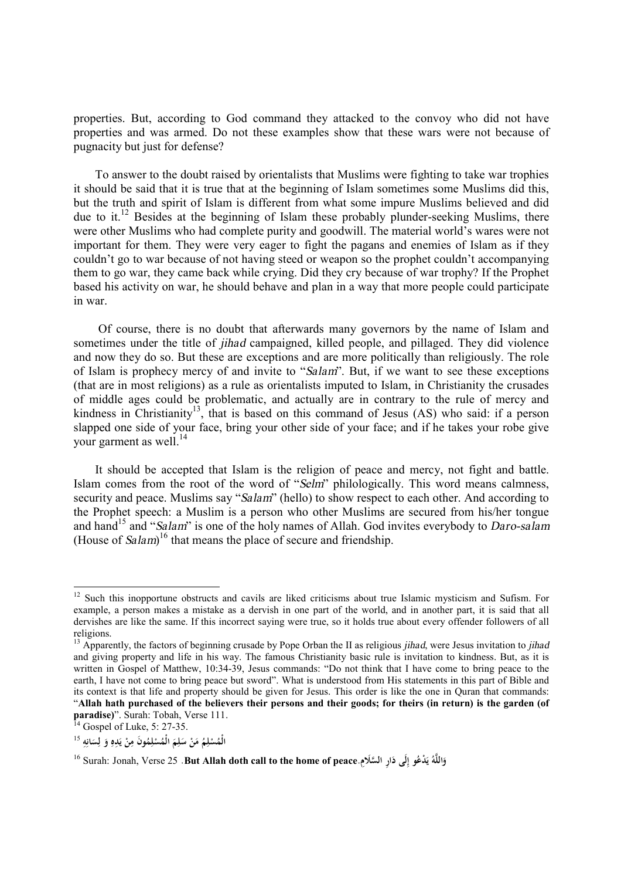properties. But, according to God command they attacked to the convoy who did not have properties and was armed. Do not these examples show that these wars were not because of pugnacity but just for defense?

To answer to the doubt raised by orientalists that Muslims were fighting to take war trophies it should be said that it is true that at the beginning of Islam sometimes some Muslims did this, but the truth and spirit of Islam is different from what some impure Muslims believed and did due to it.[12] Besides at the beginning of Islam these probably plunder-seeking Muslims, there were other Muslims who had complete purity and goodwill. The material world's wares were not important for them. They were very eager to fight the pagans and enemies of Islam as if they couldn't go to war because of not having steed or weapon so the prophet couldn't accompanying them to go war, they came back while crying. Did they cry because of war trophy? If the Prophet based his activity on war, he should behave and plan in a way that more people could participate in war.

Of course, there is no doubt that afterwards many governors by the name of Islam and sometimes under the title of *jihad* campaigned, killed people, and pillaged. They did violence and now they do so. But these are exceptions and are more politically than religiously. The role of Islam is prophecy mercy of and invite to "*Salam*". But, if we want to see these exceptions (that are in most religions) as a rule as orientalists imputed to Islam, in Christianity the crusades of middle ages could be problematic, and actually are in contrary to the rule of mercy and kindness in Christianity[13], that is based on this command of Jesus (AS) who said: if a person slapped one side of your face, bring your other side of your face; and if he takes your robe give your garment as well.[14]

It should be accepted that Islam is the religion of peace and mercy, not fight and battle. Islam comes from the root of the word of "*Selm*" philologically. This word means calmness, security and peace. Muslims say "*Salam*" (hello) to show respect to each other. And according to the Prophet speech: a Muslim is a person who other Muslims are secured from his/her tongue and hand[15] and "*Salam*" is one of the holy names of Allah. God invites everybody to *Daro-salam* (House of *Salam*)[16] that means the place of secure and friendship.

---

[12] Such this inopportune obstructs and cavils are liked criticisms about true Islamic mysticism and Sufism. For example, a person makes a mistake as a dervish in one part of the world, and in another part, it is said that all dervishes are like the same. If this incorrect saying were true, so it holds true about every offender followers of all religions.

[13] Apparently, the factors of beginning crusade by Pope Orban the II as religious *jihad*, were Jesus invitation to *jihad* and giving property and life in his way. The famous Christianity basic rule is invitation to kindness. But, as it is written in Gospel of Matthew, 10:34-39, Jesus commands: "Do not think that I have come to bring peace to the earth, I have not come to bring peace but sword". What is understood from His statements in this part of Bible and its context is that life and property should be given for Jesus. This order is like the one in Quran that commands: "**Allah hath purchased of the believers their persons and their goods; for theirs (in return) is the garden (of paradise)**". Surah: Tobah, Verse 111.

[14] Gospel of Luke, 5: 27-35.

[15] الْمُسْلِمُ مَنْ سَلِمَ الْمُسْلِمُونَ مِنْ يَدِهِ وَ لِسَانِهِ

[16] Surah: Jonah, Verse 25 . **But Allah doth call to the home of peace**.وَاللَّهُ يَدْعُو إِلَى دَارِ السَّلَامِ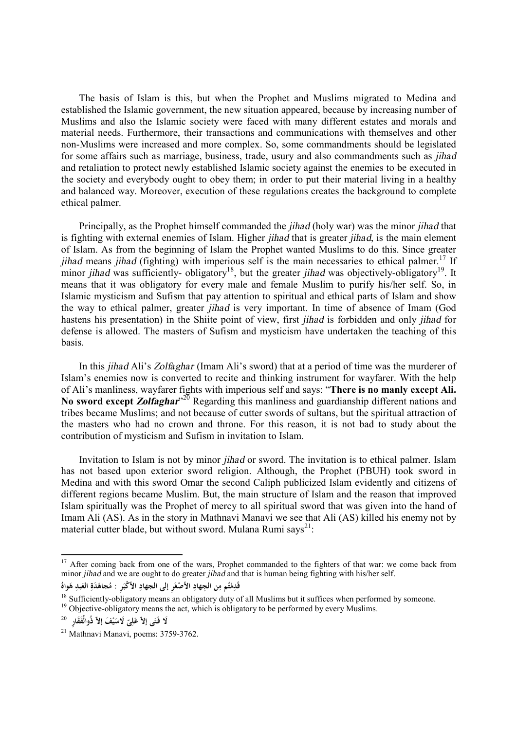The basis of Islam is this, but when the Prophet and Muslims migrated to Medina and established the Islamic government, the new situation appeared, because by increasing number of Muslims and also the Islamic society were faced with many different estates and morals and material needs. Furthermore, their transactions and communications with themselves and other non-Muslims were increased and more complex. So, some commandments should be legislated for some affairs such as marriage, business, trade, usury and also commandments such as *jihad* and retaliation to protect newly established Islamic society against the enemies to be executed in the society and everybody ought to obey them; in order to put their material living in a healthy and balanced way. Moreover, execution of these regulations creates the background to complete ethical palmer.

Principally, as the Prophet himself commanded the *jihad* (holy war) was the minor *jihad* that is fighting with external enemies of Islam. Higher *jihad* that is greater *jihad*, is the main element of Islam. As from the beginning of Islam the Prophet wanted Muslims to do this. Since greater *jihad* means *jihad* (fighting) with imperious self is the main necessaries to ethical palmer.[17] If minor *jihad* was sufficiently- obligatory[18], but the greater *jihad* was objectively-obligatory[19]. It means that it was obligatory for every male and female Muslim to purify his/her self. So, in Islamic mysticism and Sufism that pay attention to spiritual and ethical parts of Islam and show the way to ethical palmer, greater *jihad* is very important. In time of absence of Imam (God hastens his presentation) in the Shiite point of view, first *jihad* is forbidden and only *jihad* for defense is allowed. The masters of Sufism and mysticism have undertaken the teaching of this basis.

In this *jihad* Ali's *Zolfaghar* (Imam Ali's sword) that at a period of time was the murderer of Islam's enemies now is converted to recite and thinking instrument for wayfarer. With the help of Ali's manliness, wayfarer fights with imperious self and says: "**There is no manly except Ali. No sword except *Zolfaghar***"[20] Regarding this manliness and guardianship different nations and tribes became Muslims; and not because of cutter swords of sultans, but the spiritual attraction of the masters who had no crown and throne. For this reason, it is not bad to study about the contribution of mysticism and Sufism in invitation to Islam.

Invitation to Islam is not by minor *jihad* or sword. The invitation is to ethical palmer. Islam has not based upon exterior sword religion. Although, the Prophet (PBUH) took sword in Medina and with this sword Omar the second Caliph publicized Islam evidently and citizens of different regions became Muslim. But, the main structure of Islam and the reason that improved Islam spiritually was the Prophet of mercy to all spiritual sword that was given into the hand of Imam Ali (AS). As in the story in Mathnavi Manavi we see that Ali (AS) killed his enemy not by material cutter blade, but without sword. Mulana Rumi says[21]:

---

[17] After coming back from one of the wars, Prophet commanded to the fighters of that war: we come back from minor *jihad* and we are ought to do greater *jihad* and that is human being fighting with his/her self.

قَدِمتُم مِن الجِهادِ الأصْغَرِ إلى الجهادِ الأكْبَرِ : مُجاهَدَةِ العَبدِ هَواهُ

[18] Sufficiently-obligatory means an obligatory duty of all Muslims but it suffices when performed by someone.

[19] Objective-obligatory means the act, which is obligatory to be performed by every Muslims.

[20] لَا فَتَى إلاّ عَلِيّ لَاسَيْفَ إلاّ ذُوالْفَقَارِ

[21] Mathnavi Manavi, poems: 3759-3762.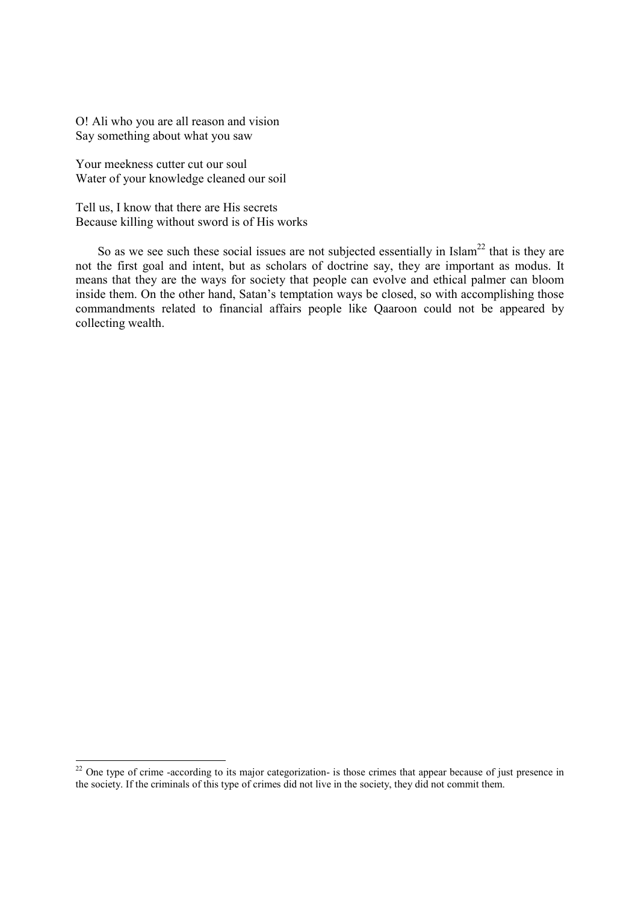O! Ali who you are all reason and vision
Say something about what you saw

Your meekness cutter cut our soul
Water of your knowledge cleaned our soil

Tell us, I know that there are His secrets
Because killing without sword is of His works

So as we see such these social issues are not subjected essentially in Islam[22] that is they are not the first goal and intent, but as scholars of doctrine say, they are important as modus. It means that they are the ways for society that people can evolve and ethical palmer can bloom inside them. On the other hand, Satan's temptation ways be closed, so with accomplishing those commandments related to financial affairs people like Qaaroon could not be appeared by collecting wealth.

---

[22] One type of crime -according to its major categorization- is those crimes that appear because of just presence in the society. If the criminals of this type of crimes did not live in the society, they did not commit them.